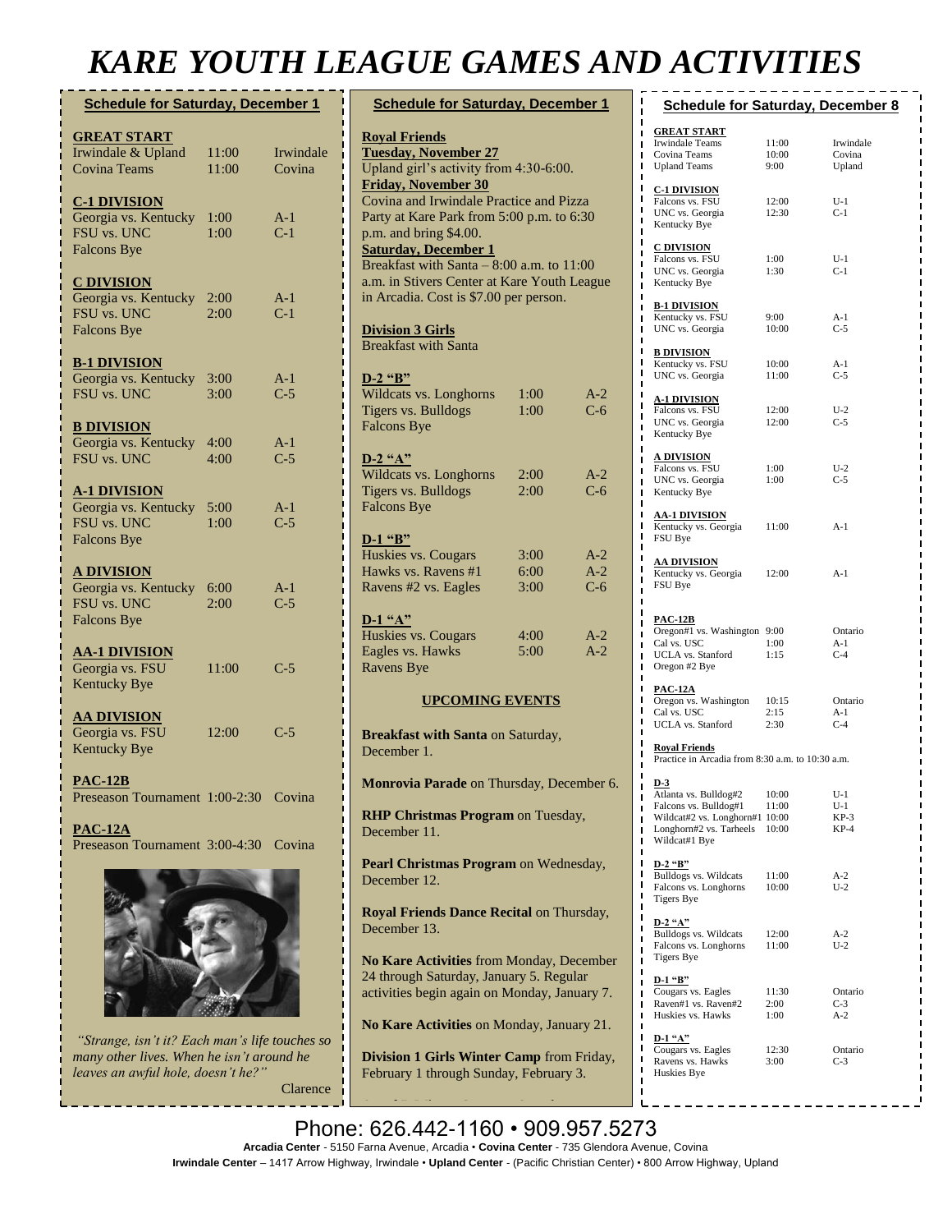# KARE YOUTH LEAGUE GAMES AND ACTIVITIES

## Schedule for Saturday, December 1

**GREAT START**

| | | |
|---|---|---|
| Irwindale & Upland | 11:00 | Irwindale |
| Covina Teams | 11:00 | Covina |

**C-1 DIVISION**

| | | |
|---|---|---|
| Georgia vs. Kentucky | 1:00 | A-1 |
| FSU vs. UNC | 1:00 | C-1 |
| Falcons Bye | | |

**C DIVISION**

| | | |
|---|---|---|
| Georgia vs. Kentucky | 2:00 | A-1 |
| FSU vs. UNC | 2:00 | C-1 |
| Falcons Bye | | |

**B-1 DIVISION**

| | | |
|---|---|---|
| Georgia vs. Kentucky | 3:00 | A-1 |
| FSU vs. UNC | 3:00 | C-5 |

**B DIVISION**

| | | |
|---|---|---|
| Georgia vs. Kentucky | 4:00 | A-1 |
| FSU vs. UNC | 4:00 | C-5 |

**A-1 DIVISION**

| | | |
|---|---|---|
| Georgia vs. Kentucky | 5:00 | A-1 |
| FSU vs. UNC | 1:00 | C-5 |
| Falcons Bye | | |

**A DIVISION**

| | | |
|---|---|---|
| Georgia vs. Kentucky | 6:00 | A-1 |
| FSU vs. UNC | 2:00 | C-5 |
| Falcons Bye | | |

**AA-1 DIVISION**

| | | |
|---|---|---|
| Georgia vs. FSU | 11:00 | C-5 |
| Kentucky Bye | | |

**AA DIVISION**

| | | |
|---|---|---|
| Georgia vs. FSU | 12:00 | C-5 |
| Kentucky Bye | | |

**PAC-12B**

Preseason Tournament 1:00-2:30 Covina

**PAC-12A**

Preseason Tournament 3:00-4:30 Covina

*"Strange, isn't it? Each man's life touches so many other lives. When he isn't around he leaves an awful hole, doesn't he?"*

Clarence

## Schedule for Saturday, December 1

**Royal Friends**

**Tuesday, November 27**

Upland girl's activity from 4:30-6:00.

**Friday, November 30**

Covina and Irwindale Practice and Pizza Party at Kare Park from 5:00 p.m. to 6:30 p.m. and bring $4.00.

**Saturday, December 1**

Breakfast with Santa – 8:00 a.m. to 11:00 a.m. in Stivers Center at Kare Youth League in Arcadia. Cost is $7.00 per person.

**Division 3 Girls**

Breakfast with Santa

**D-2 "B"**

| | | |
|---|---|---|
| Wildcats vs. Longhorns | 1:00 | A-2 |
| Tigers vs. Bulldogs | 1:00 | C-6 |
| Falcons Bye | | |

**D-2 "A"**

| | | |
|---|---|---|
| Wildcats vs. Longhorns | 2:00 | A-2 |
| Tigers vs. Bulldogs | 2:00 | C-6 |
| Falcons Bye | | |

**D-1 "B"**

| | | |
|---|---|---|
| Huskies vs. Cougars | 3:00 | A-2 |
| Hawks vs. Ravens #1 | 6:00 | A-2 |
| Ravens #2 vs. Eagles | 3:00 | C-6 |

**D-1 "A"**

| | | |
|---|---|---|
| Huskies vs. Cougars | 4:00 | A-2 |
| Eagles vs. Hawks | 5:00 | A-2 |
| Ravens Bye | | |

### UPCOMING EVENTS

**Breakfast with Santa** on Saturday, December 1.

**Monrovia Parade** on Thursday, December 6.

**RHP Christmas Program** on Tuesday, December 11.

**Pearl Christmas Program** on Wednesday, December 12.

**Royal Friends Dance Recital** on Thursday, December 13.

**No Kare Activities** from Monday, December 24 through Saturday, January 5. Regular activities begin again on Monday, January 7.

**No Kare Activities** on Monday, January 21.

**Division 1 Girls Winter Camp** from Friday, February 1 through Sunday, February 3.

## Schedule for Saturday, December 8

**GREAT START**

| | | |
|---|---|---|
| Irwindale Teams | 11:00 | Irwindale |
| Covina Teams | 10:00 | Covina |
| Upland Teams | 9:00 | Upland |

**C-1 DIVISION**

| | | |
|---|---|---|
| Falcons vs. FSU | 12:00 | U-1 |
| UNC vs. Georgia | 12:30 | C-1 |
| Kentucky Bye | | |

**C DIVISION**

| | | |
|---|---|---|
| Falcons vs. FSU | 1:00 | U-1 |
| UNC vs. Georgia | 1:30 | C-1 |
| Kentucky Bye | | |

**B-1 DIVISION**

| | | |
|---|---|---|
| Kentucky vs. FSU | 9:00 | A-1 |
| UNC vs. Georgia | 10:00 | C-5 |

**B DIVISION**

| | | |
|---|---|---|
| Kentucky vs. FSU | 10:00 | A-1 |
| UNC vs. Georgia | 11:00 | C-5 |

**A-1 DIVISION**

| | | |
|---|---|---|
| Falcons vs. FSU | 12:00 | U-2 |
| UNC vs. Georgia | 12:00 | C-5 |
| Kentucky Bye | | |

**A DIVISION**

| | | |
|---|---|---|
| Falcons vs. FSU | 1:00 | U-2 |
| UNC vs. Georgia | 1:00 | C-5 |
| Kentucky Bye | | |

**AA-1 DIVISION**

| | | |
|---|---|---|
| Kentucky vs. Georgia | 11:00 | A-1 |
| FSU Bye | | |

**AA DIVISION**

| | | |
|---|---|---|
| Kentucky vs. Georgia | 12:00 | A-1 |
| FSU Bye | | |

**PAC-12B**

| | | |
|---|---|---|
| Oregon#1 vs. Washington | 9:00 | Ontario |
| Cal vs. USC | 1:00 | A-1 |
| UCLA vs. Stanford | 1:15 | C-4 |
| Oregon #2 Bye | | |

**PAC-12A**

| | | |
|---|---|---|
| Oregon vs. Washington | 10:15 | Ontario |
| Cal vs. USC | 2:15 | A-1 |
| UCLA vs. Stanford | 2:30 | C-4 |

**Royal Friends**

Practice in Arcadia from 8:30 a.m. to 10:30 a.m.

**D-3**

| | | |
|---|---|---|
| Atlanta vs. Bulldog#2 | 10:00 | U-1 |
| Falcons vs. Bulldog#1 | 11:00 | U-1 |
| Wildcat#2 vs. Longhorn#1 | 10:00 | KP-3 |
| Longhorn#2 vs. Tarheels | 10:00 | KP-4 |
| Wildcat#1 Bye | | |

**D-2 "B"**

| | | |
|---|---|---|
| Bulldogs vs. Wildcats | 11:00 | A-2 |
| Falcons vs. Longhorns | 10:00 | U-2 |
| Tigers Bye | | |

**D-2 "A"**

| | | |
|---|---|---|
| Bulldogs vs. Wildcats | 12:00 | A-2 |
| Falcons vs. Longhorns | 11:00 | U-2 |
| Tigers Bye | | |

**D-1 "B"**

| | | |
|---|---|---|
| Cougars vs. Eagles | 11:30 | Ontario |
| Raven#1 vs. Raven#2 | 2:00 | C-3 |
| Huskies vs. Hawks | 1:00 | A-2 |

**D-1 "A"**

| | | |
|---|---|---|
| Cougars vs. Eagles | 12:30 | Ontario |
| Ravens vs. Hawks | 3:00 | C-3 |
| Huskies Bye | | |

Phone: 626.442-1160 • 909.957.5273

**Arcadia Center** - 5150 Farna Avenue, Arcadia • **Covina Center** - 735 Glendora Avenue, Covina

**Irwindale Center** – 1417 Arrow Highway, Irwindale • **Upland Center** - (Pacific Christian Center) • 800 Arrow Highway, Upland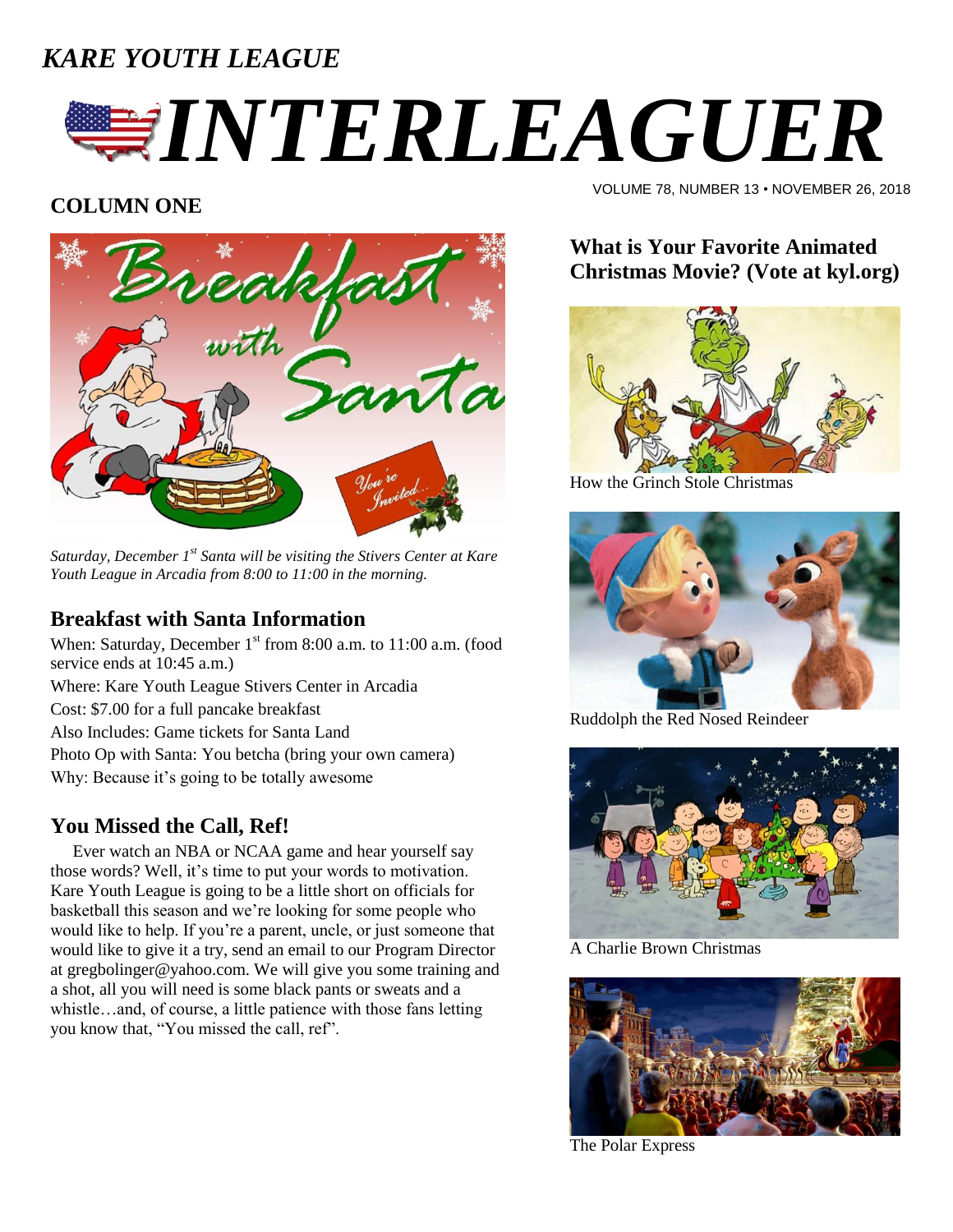*KARE YOUTH LEAGUE*

# *INTERLEAGUER*

VOLUME 78, NUMBER 13 • NOVEMBER 26, 2018

## COLUMN ONE

*Saturday, December 1st Santa will be visiting the Stivers Center at Kare Youth League in Arcadia from 8:00 to 11:00 in the morning.*

### Breakfast with Santa Information

When: Saturday, December 1st from 8:00 a.m. to 11:00 a.m. (food service ends at 10:45 a.m.)
Where: Kare Youth League Stivers Center in Arcadia
Cost: $7.00 for a full pancake breakfast
Also Includes: Game tickets for Santa Land
Photo Op with Santa: You betcha (bring your own camera)
Why: Because it's going to be totally awesome

### You Missed the Call, Ref!

Ever watch an NBA or NCAA game and hear yourself say those words? Well, it's time to put your words to motivation. Kare Youth League is going to be a little short on officials for basketball this season and we're looking for some people who would like to help. If you're a parent, uncle, or just someone that would like to give it a try, send an email to our Program Director at gregbolinger@yahoo.com. We will give you some training and a shot, all you will need is some black pants or sweats and a whistle…and, of course, a little patience with those fans letting you know that, "You missed the call, ref".

### What is Your Favorite Animated Christmas Movie? (Vote at kyl.org)

How the Grinch Stole Christmas

Ruddolph the Red Nosed Reindeer

A Charlie Brown Christmas

The Polar Express